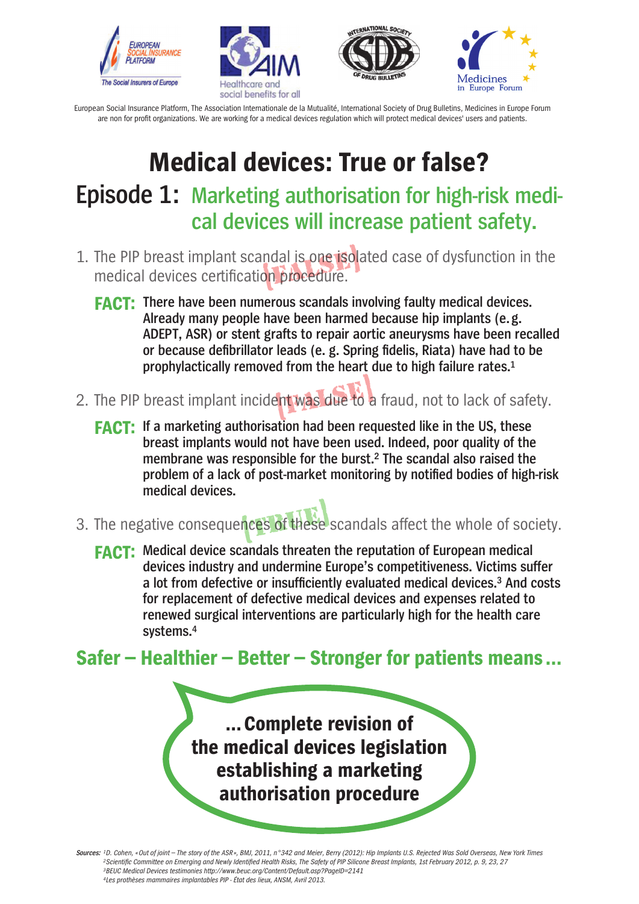European Social Insurance Platform, The Association Internationale de la Mutualité, International Society of Drug Bulletins, Medicines in Europe Forum are non for profit organizations. We are working for a medical devices regulation which will protect medical devices' users and patients.

# Medical devices: True or false?

## Episode 1: Marketing authorisation for high-risk medical devices will increase patient safety.

1. The PIP breast implant scandal is one isolated case of dysfunction in the medical devices certification procedure. [FALSE]

   **FACT:** **There have been numerous scandals involving faulty medical devices. Already many people have been harmed because hip implants (e.g. ADEPT, ASR) or stent grafts to repair aortic aneurysms have been recalled or because defibrillator leads (e.g. Spring fidelis, Riata) have had to be prophylactically removed from the heart due to high failure rates.[1]**

2. The PIP breast implant incident was due to a fraud, not to lack of safety. [FALSE]

   **FACT:** **If a marketing authorisation had been requested like in the US, these breast implants would not have been used. Indeed, poor quality of the membrane was responsible for the burst.[2] The scandal also raised the problem of a lack of post-market monitoring by notified bodies of high-risk medical devices.**

3. The negative consequences of these scandals affect the whole of society. [TRUE]

   **FACT:** **Medical device scandals threaten the reputation of European medical devices industry and undermine Europe's competitiveness. Victims suffer a lot from defective or insufficiently evaluated medical devices.[3] And costs for replacement of defective medical devices and expenses related to renewed surgical interventions are particularly high for the health care systems.[4]**

## Safer – Healthier – Better – Stronger for patients means ...

**... Complete revision of the medical devices legislation establishing a marketing authorisation procedure**

*Sources:* [1] D. Cohen, « Out of joint – The story of the ASR », BMJ, 2011, n°342 and Meier, Berry (2012): Hip Implants U.S. Rejected Was Sold Overseas, New York Times
[2] Scientific Committee on Emerging and Newly Identified Health Risks, The Safety of PIP Silicone Breast Implants, 1st February 2012, p. 9, 23, 27
[3] BEUC Medical Devices testimonies http://www.beuc.org/Content/Default.asp?PageID=2141
[4] Les prothèses mammaires implantables PIP - État des lieux, ANSM, Avril 2013.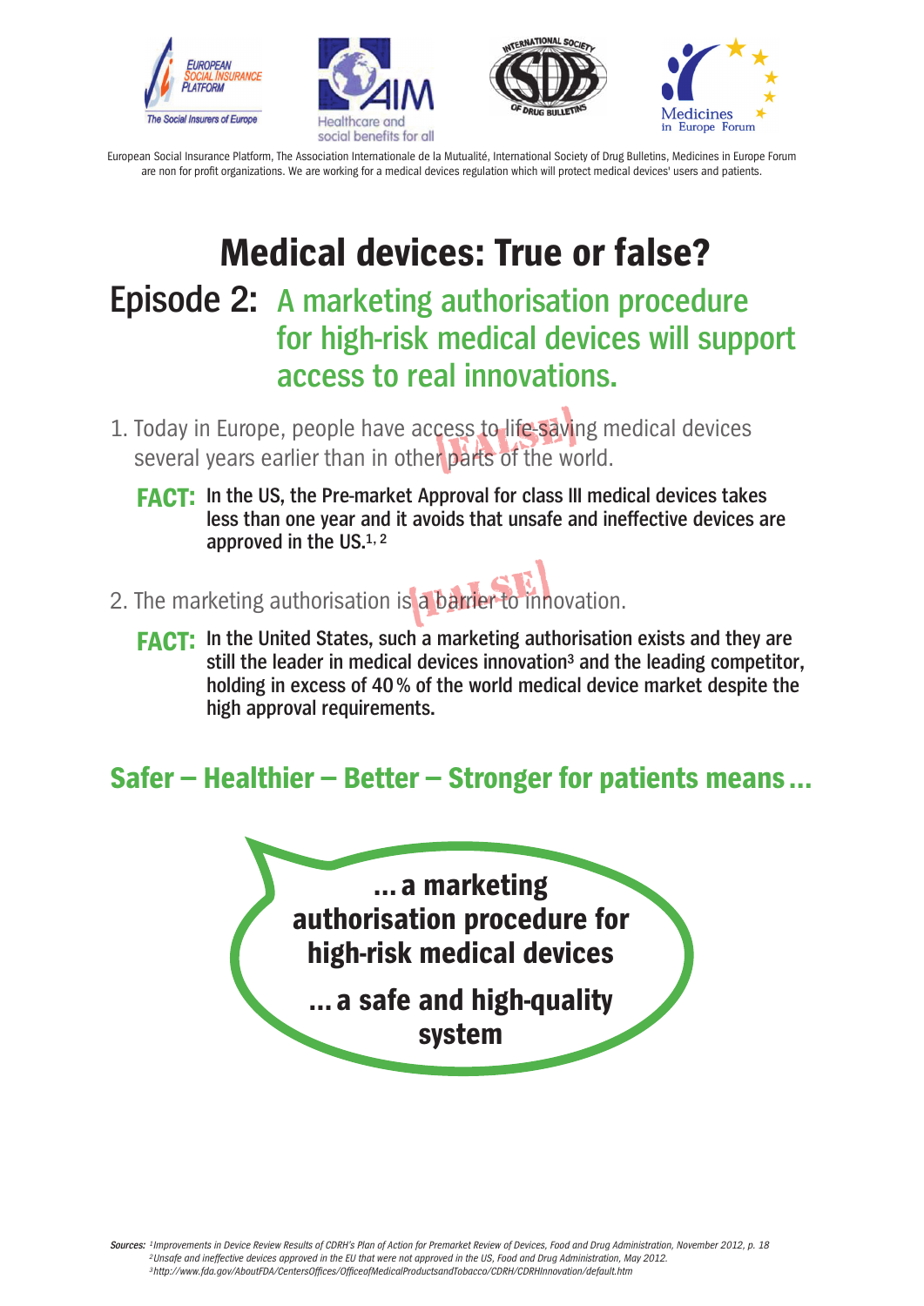European Social Insurance Platform, The Association Internationale de la Mutualité, International Society of Drug Bulletins, Medicines in Europe Forum are non for profit organizations. We are working for a medical devices regulation which will protect medical devices' users and patients.

# Medical devices: True or false?

## Episode 2: A marketing authorisation procedure for high-risk medical devices will support access to real innovations.

1. Today in Europe, people have access to life-saving medical devices several years earlier than in other parts of the world. [FALSE]

   **FACT:** In the US, the Pre-market Approval for class III medical devices takes less than one year and it avoids that unsafe and ineffective devices are approved in the US.[1,2]

2. The marketing authorisation is a barrier to innovation. [FALSE]

   **FACT:** In the United States, such a marketing authorisation exists and they are still the leader in medical devices innovation[3] and the leading competitor, holding in excess of 40 % of the world medical device market despite the high approval requirements.

## Safer – Healthier – Better – Stronger for patients means ...

**... a marketing authorisation procedure for high-risk medical devices**

**... a safe and high-quality system**

*Sources:* [1] *Improvements in Device Review Results of CDRH's Plan of Action for Premarket Review of Devices, Food and Drug Administration, November 2012, p. 18*
[2] *Unsafe and ineffective devices approved in the EU that were not approved in the US, Food and Drug Administration, May 2012.*
[3] *http://www.fda.gov/AboutFDA/CentersOffices/OfficeofMedicalProductsandTobacco/CDRH/CDRHInnovation/default.htm*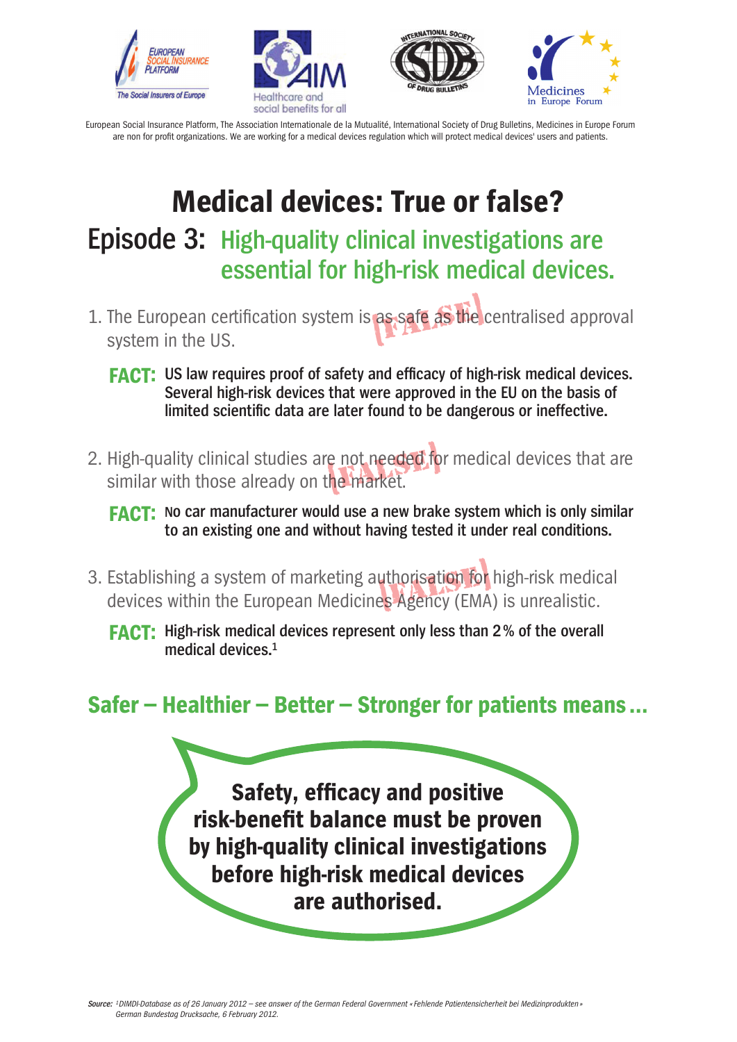European Social Insurance Platform, The Association Internationale de la Mutualité, International Society of Drug Bulletins, Medicines in Europe Forum are non for profit organizations. We are working for a medical devices regulation which will protect medical devices' users and patients.

# Medical devices: True or false?

## Episode 3: High-quality clinical investigations are essential for high-risk medical devices.

1. The European certification system is as safe as the centralised approval system in the US. [FALSE]

   **FACT:** **US law requires proof of safety and efficacy of high-risk medical devices. Several high-risk devices that were approved in the EU on the basis of limited scientific data are later found to be dangerous or ineffective.**

2. High-quality clinical studies are not needed for medical devices that are similar with those already on the market. [FALSE]

   **FACT:** **No car manufacturer would use a new brake system which is only similar to an existing one and without having tested it under real conditions.**

3. Establishing a system of marketing authorisation for high-risk medical devices within the European Medicines Agency (EMA) is unrealistic. [FALSE]

   **FACT:** **High-risk medical devices represent only less than 2 % of the overall medical devices.[1]**

## Safer – Healthier – Better – Stronger for patients means ...

**Safety, efficacy and positive risk-benefit balance must be proven by high-quality clinical investigations before high-risk medical devices are authorised.**

*Source: [1] DIMDI-Database as of 26 January 2012 – see answer of the German Federal Government « Fehlende Patientensicherheit bei Medizinprodukten » German Bundestag Drucksache, 6 February 2012.*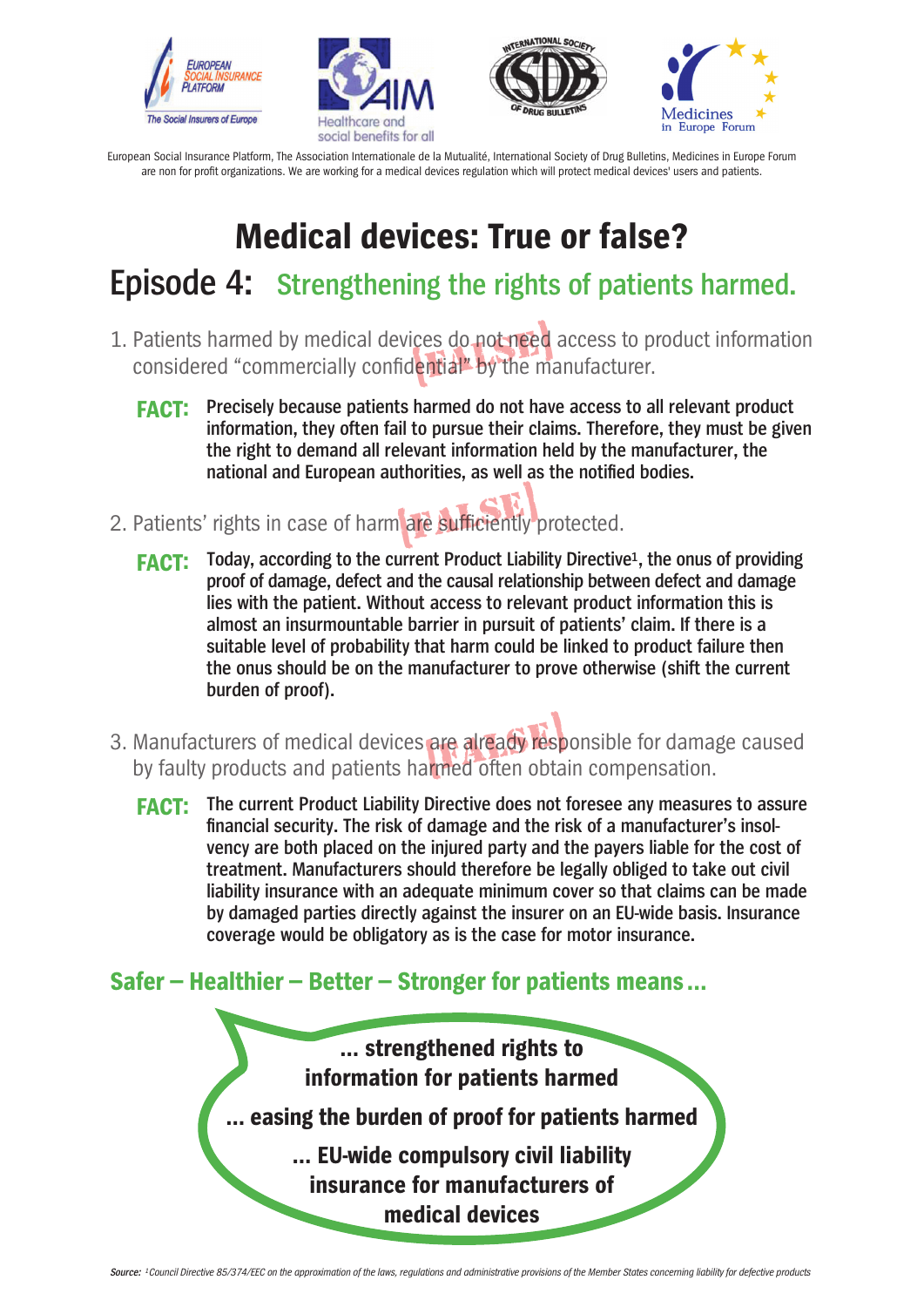European Social Insurance Platform, The Association Internationale de la Mutualité, International Society of Drug Bulletins, Medicines in Europe Forum are non for profit organizations. We are working for a medical devices regulation which will protect medical devices' users and patients.

# Medical devices: True or false?

## Episode 4: Strengthening the rights of patients harmed.

1. Patients harmed by medical devices do not need access to product information considered "commercially confidential" by the manufacturer. [FALSE]

   **FACT:** **Precisely because patients harmed do not have access to all relevant product information, they often fail to pursue their claims. Therefore, they must be given the right to demand all relevant information held by the manufacturer, the national and European authorities, as well as the notified bodies.**

2. Patients' rights in case of harm are sufficiently protected. [FALSE]

   **FACT:** **Today, according to the current Product Liability Directive[1], the onus of providing proof of damage, defect and the causal relationship between defect and damage lies with the patient. Without access to relevant product information this is almost an insurmountable barrier in pursuit of patients' claim. If there is a suitable level of probability that harm could be linked to product failure then the onus should be on the manufacturer to prove otherwise (shift the current burden of proof).**

3. Manufacturers of medical devices are already responsible for damage caused by faulty products and patients harmed often obtain compensation. [FALSE]

   **FACT:** **The current Product Liability Directive does not foresee any measures to assure financial security. The risk of damage and the risk of a manufacturer's insolvency are both placed on the injured party and the payers liable for the cost of treatment. Manufacturers should therefore be legally obliged to take out civil liability insurance with an adequate minimum cover so that claims can be made by damaged parties directly against the insurer on an EU-wide basis. Insurance coverage would be obligatory as is the case for motor insurance.**

### Safer – Healthier – Better – Stronger for patients means ...

**... strengthened rights to information for patients harmed**

**... easing the burden of proof for patients harmed**

**... EU-wide compulsory civil liability insurance for manufacturers of medical devices**

*Source: [1]Council Directive 85/374/EEC on the approximation of the laws, regulations and administrative provisions of the Member States concerning liability for defective products*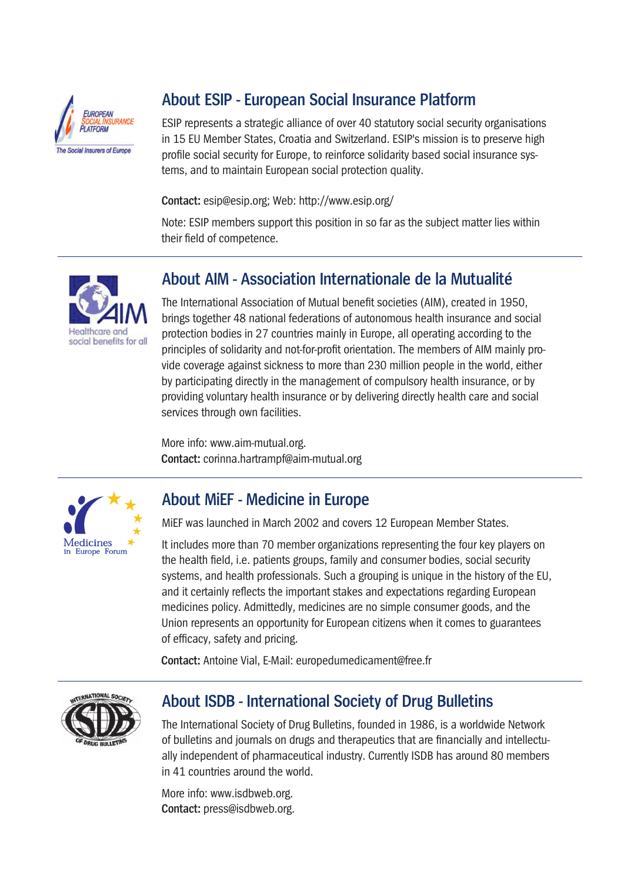## About ESIP - European Social Insurance Platform

ESIP represents a strategic alliance of over 40 statutory social security organisations in 15 EU Member States, Croatia and Switzerland. ESIP's mission is to preserve high profile social security for Europe, to reinforce solidarity based social insurance systems, and to maintain European social protection quality.

**Contact:** esip@esip.org; Web: http://www.esip.org/

Note: ESIP members support this position in so far as the subject matter lies within their field of competence.

## About AIM - Association Internationale de la Mutualité

The International Association of Mutual benefit societies (AIM), created in 1950, brings together 48 national federations of autonomous health insurance and social protection bodies in 27 countries mainly in Europe, all operating according to the principles of solidarity and not-for-profit orientation. The members of AIM mainly provide coverage against sickness to more than 230 million people in the world, either by participating directly in the management of compulsory health insurance, or by providing voluntary health insurance or by delivering directly health care and social services through own facilities.

More info: www.aim-mutual.org.
**Contact:** corinna.hartrampf@aim-mutual.org

## About MiEF - Medicine in Europe

MiEF was launched in March 2002 and covers 12 European Member States.

It includes more than 70 member organizations representing the four key players on the health field, i.e. patients groups, family and consumer bodies, social security systems, and health professionals. Such a grouping is unique in the history of the EU, and it certainly reflects the important stakes and expectations regarding European medicines policy. Admittedly, medicines are no simple consumer goods, and the Union represents an opportunity for European citizens when it comes to guarantees of efficacy, safety and pricing.

**Contact:** Antoine Vial, E-Mail: europedumedicament@free.fr

## About ISDB - International Society of Drug Bulletins

The International Society of Drug Bulletins, founded in 1986, is a worldwide Network of bulletins and journals on drugs and therapeutics that are financially and intellectually independent of pharmaceutical industry. Currently ISDB has around 80 members in 41 countries around the world.

More info: www.isdbweb.org.
**Contact:** press@isdbweb.org.